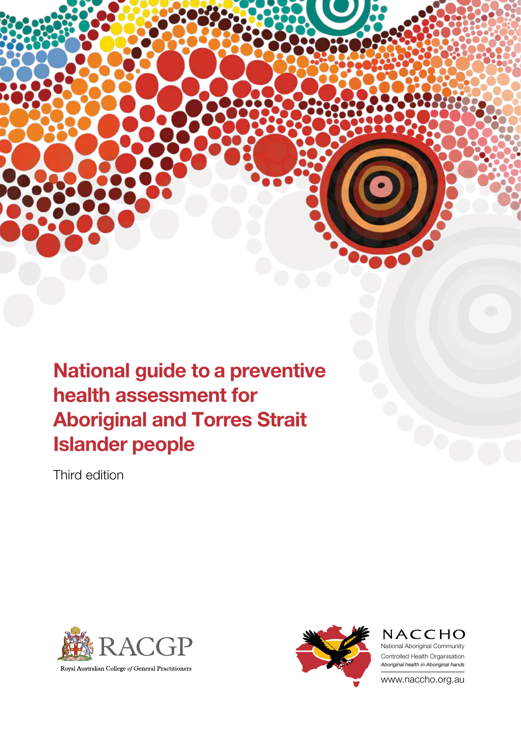# National guide to a preventive health assessment for Aboriginal and Torres Strait Islander people

Third edition

RACGP

Royal Australian College *of* General Practitioners

NACCHO

National Aboriginal Community Controlled Health Organisation

*Aboriginal health in Aboriginal hands*

www.naccho.org.au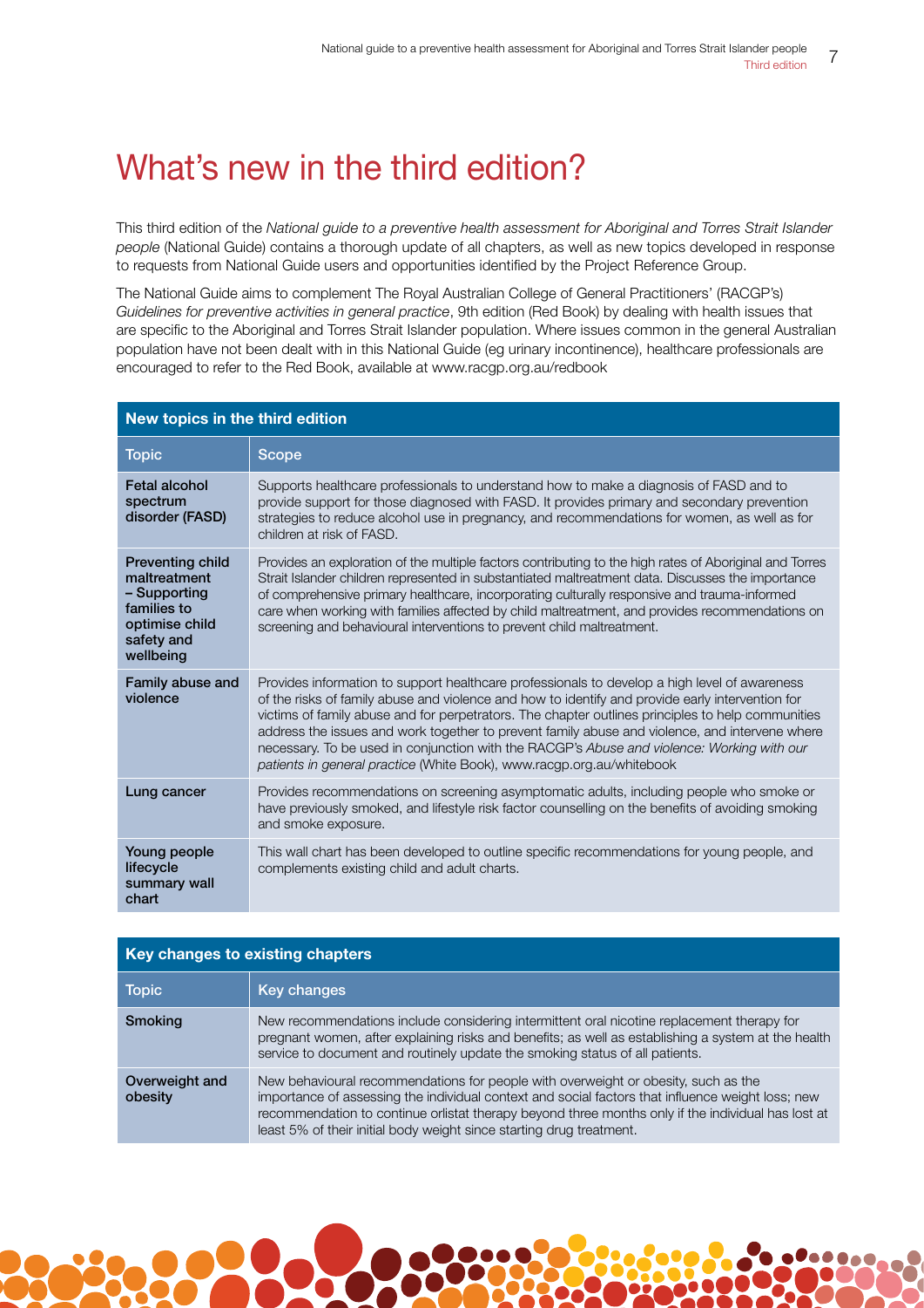# What's new in the third edition?

This third edition of the *National guide to a preventive health assessment for Aboriginal and Torres Strait Islander people* (National Guide) contains a thorough update of all chapters, as well as new topics developed in response to requests from National Guide users and opportunities identified by the Project Reference Group.

The National Guide aims to complement The Royal Australian College of General Practitioners' (RACGP's) *Guidelines for preventive activities in general practice*, 9th edition (Red Book) by dealing with health issues that are specific to the Aboriginal and Torres Strait Islander population. Where issues common in the general Australian population have not been dealt with in this National Guide (eg urinary incontinence), healthcare professionals are encouraged to refer to the Red Book, available at www.racgp.org.au/redbook

**New topics in the third edition**

| Topic | Scope |
|---|---|
| **Fetal alcohol spectrum disorder (FASD)** | Supports healthcare professionals to understand how to make a diagnosis of FASD and to provide support for those diagnosed with FASD. It provides primary and secondary prevention strategies to reduce alcohol use in pregnancy, and recommendations for women, as well as for children at risk of FASD. |
| **Preventing child maltreatment – Supporting families to optimise child safety and wellbeing** | Provides an exploration of the multiple factors contributing to the high rates of Aboriginal and Torres Strait Islander children represented in substantiated maltreatment data. Discusses the importance of comprehensive primary healthcare, incorporating culturally responsive and trauma-informed care when working with families affected by child maltreatment, and provides recommendations on screening and behavioural interventions to prevent child maltreatment. |
| **Family abuse and violence** | Provides information to support healthcare professionals to develop a high level of awareness of the risks of family abuse and violence and how to identify and provide early intervention for victims of family abuse and for perpetrators. The chapter outlines principles to help communities address the issues and work together to prevent family abuse and violence, and intervene where necessary. To be used in conjunction with the RACGP's *Abuse and violence: Working with our patients in general practice* (White Book), www.racgp.org.au/whitebook |
| **Lung cancer** | Provides recommendations on screening asymptomatic adults, including people who smoke or have previously smoked, and lifestyle risk factor counselling on the benefits of avoiding smoking and smoke exposure. |
| **Young people lifecycle summary wall chart** | This wall chart has been developed to outline specific recommendations for young people, and complements existing child and adult charts. |

**Key changes to existing chapters**

| Topic | Key changes |
|---|---|
| **Smoking** | New recommendations include considering intermittent oral nicotine replacement therapy for pregnant women, after explaining risks and benefits; as well as establishing a system at the health service to document and routinely update the smoking status of all patients. |
| **Overweight and obesity** | New behavioural recommendations for people with overweight or obesity, such as the importance of assessing the individual context and social factors that influence weight loss; new recommendation to continue orlistat therapy beyond three months only if the individual has lost at least 5% of their initial body weight since starting drug treatment. |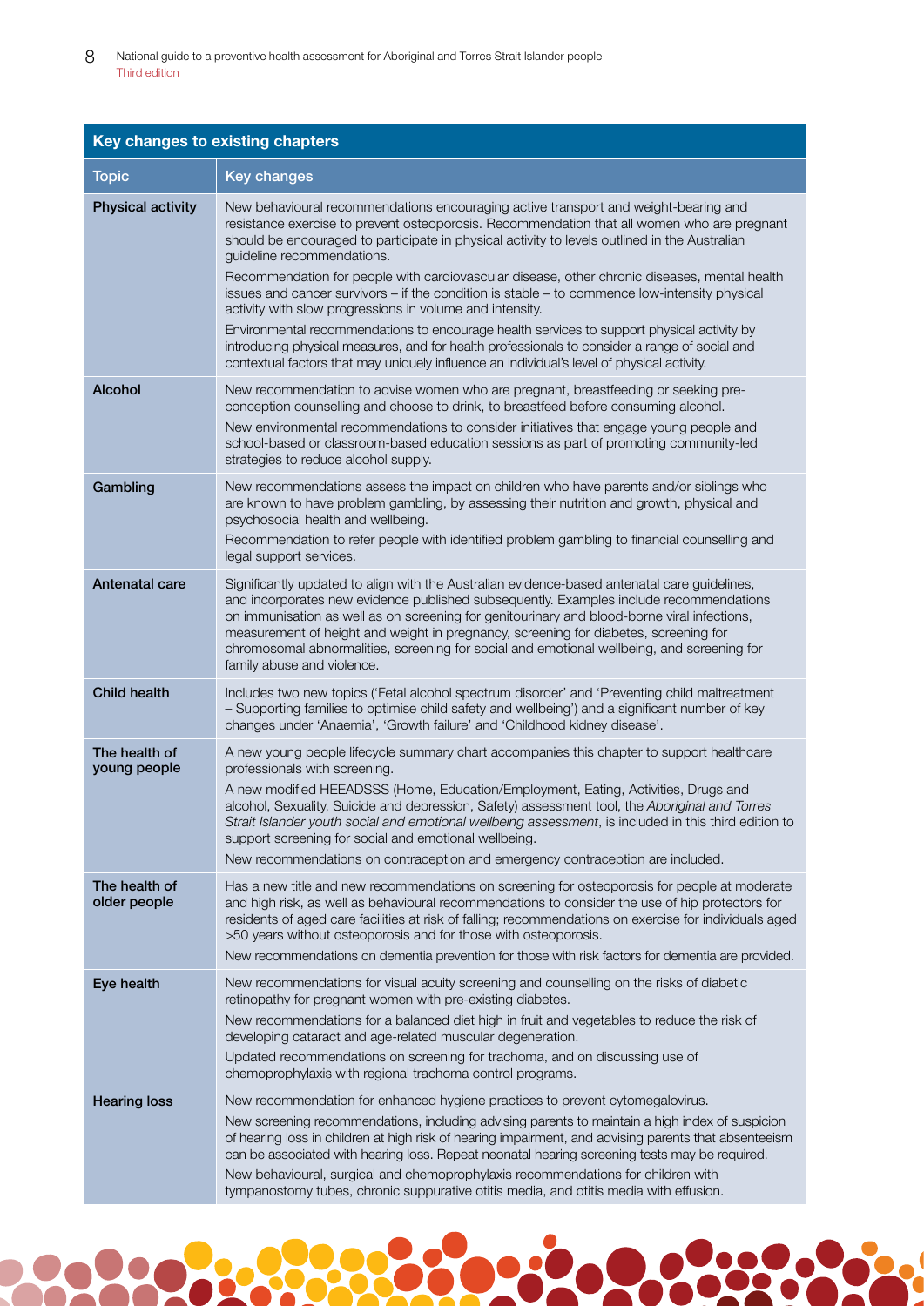| Key changes to existing chapters | |
|---|---|
| **Topic** | **Key changes** |
| **Physical activity** | New behavioural recommendations encouraging active transport and weight-bearing and resistance exercise to prevent osteoporosis. Recommendation that all women who are pregnant should be encouraged to participate in physical activity to levels outlined in the Australian guideline recommendations.<br>Recommendation for people with cardiovascular disease, other chronic diseases, mental health issues and cancer survivors – if the condition is stable – to commence low-intensity physical activity with slow progressions in volume and intensity.<br>Environmental recommendations to encourage health services to support physical activity by introducing physical measures, and for health professionals to consider a range of social and contextual factors that may uniquely influence an individual's level of physical activity. |
| **Alcohol** | New recommendation to advise women who are pregnant, breastfeeding or seeking pre-conception counselling and choose to drink, to breastfeed before consuming alcohol.<br>New environmental recommendations to consider initiatives that engage young people and school-based or classroom-based education sessions as part of promoting community-led strategies to reduce alcohol supply. |
| **Gambling** | New recommendations assess the impact on children who have parents and/or siblings who are known to have problem gambling, by assessing their nutrition and growth, physical and psychosocial health and wellbeing.<br>Recommendation to refer people with identified problem gambling to financial counselling and legal support services. |
| **Antenatal care** | Significantly updated to align with the Australian evidence-based antenatal care guidelines, and incorporates new evidence published subsequently. Examples include recommendations on immunisation as well as on screening for genitourinary and blood-borne viral infections, measurement of height and weight in pregnancy, screening for diabetes, screening for chromosomal abnormalities, screening for social and emotional wellbeing, and screening for family abuse and violence. |
| **Child health** | Includes two new topics ('Fetal alcohol spectrum disorder' and 'Preventing child maltreatment – Supporting families to optimise child safety and wellbeing') and a significant number of key changes under 'Anaemia', 'Growth failure' and 'Childhood kidney disease'. |
| **The health of young people** | A new young people lifecycle summary chart accompanies this chapter to support healthcare professionals with screening.<br>A new modified HEEADSSS (Home, Education/Employment, Eating, Activities, Drugs and alcohol, Sexuality, Suicide and depression, Safety) assessment tool, the *Aboriginal and Torres Strait Islander youth social and emotional wellbeing assessment*, is included in this third edition to support screening for social and emotional wellbeing.<br>New recommendations on contraception and emergency contraception are included. |
| **The health of older people** | Has a new title and new recommendations on screening for osteoporosis for people at moderate and high risk, as well as behavioural recommendations to consider the use of hip protectors for residents of aged care facilities at risk of falling; recommendations on exercise for individuals aged >50 years without osteoporosis and for those with osteoporosis.<br>New recommendations on dementia prevention for those with risk factors for dementia are provided. |
| **Eye health** | New recommendations for visual acuity screening and counselling on the risks of diabetic retinopathy for pregnant women with pre-existing diabetes.<br>New recommendations for a balanced diet high in fruit and vegetables to reduce the risk of developing cataract and age-related muscular degeneration.<br>Updated recommendations on screening for trachoma, and on discussing use of chemoprophylaxis with regional trachoma control programs. |
| **Hearing loss** | New recommendation for enhanced hygiene practices to prevent cytomegalovirus.<br>New screening recommendations, including advising parents to maintain a high index of suspicion of hearing loss in children at high risk of hearing impairment, and advising parents that absenteeism can be associated with hearing loss. Repeat neonatal hearing screening tests may be required.<br>New behavioural, surgical and chemoprophylaxis recommendations for children with tympanostomy tubes, chronic suppurative otitis media, and otitis media with effusion. |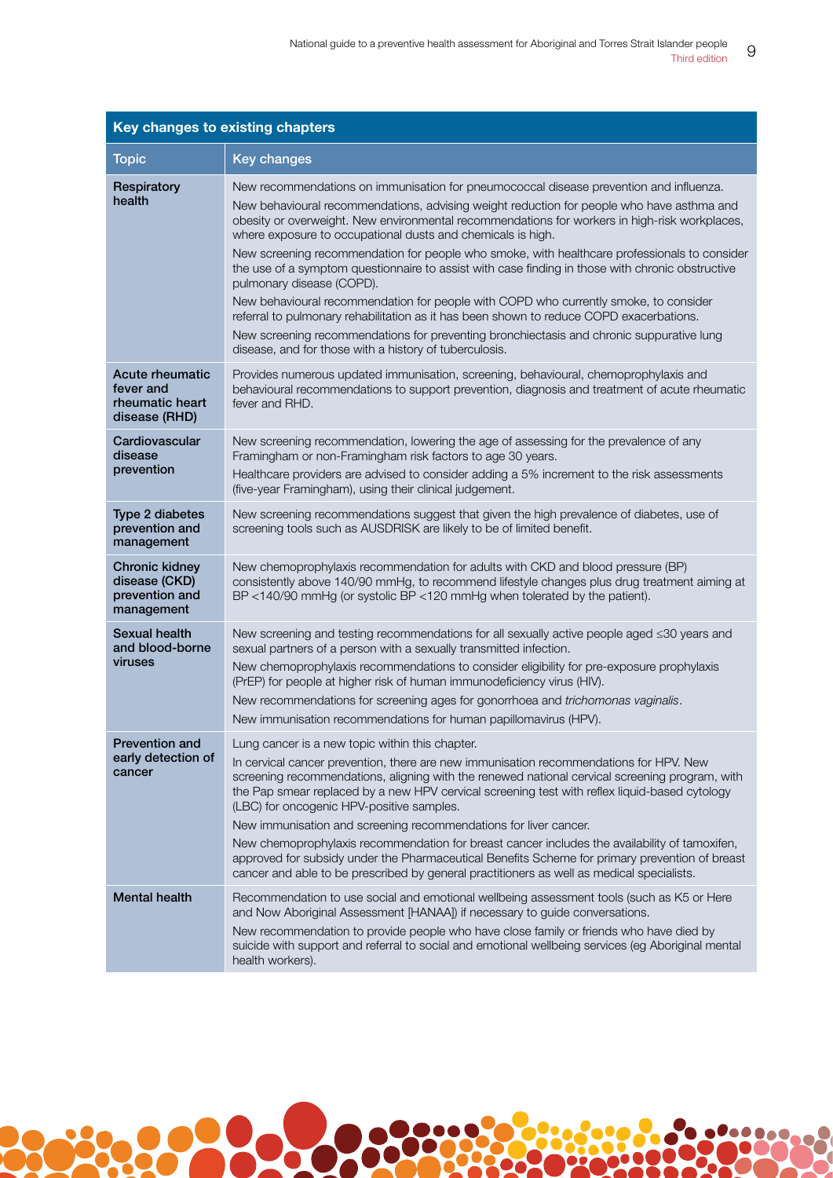## Key changes to existing chapters

| Topic | Key changes |
|---|---|
| Respiratory health | New recommendations on immunisation for pneumococcal disease prevention and influenza.<br>New behavioural recommendations, advising weight reduction for people who have asthma and obesity or overweight. New environmental recommendations for workers in high-risk workplaces, where exposure to occupational dusts and chemicals is high.<br>New screening recommendation for people who smoke, with healthcare professionals to consider the use of a symptom questionnaire to assist with case finding in those with chronic obstructive pulmonary disease (COPD).<br>New behavioural recommendation for people with COPD who currently smoke, to consider referral to pulmonary rehabilitation as it has been shown to reduce COPD exacerbations.<br>New screening recommendations for preventing bronchiectasis and chronic suppurative lung disease, and for those with a history of tuberculosis. |
| Acute rheumatic fever and rheumatic heart disease (RHD) | Provides numerous updated immunisation, screening, behavioural, chemoprophylaxis and behavioural recommendations to support prevention, diagnosis and treatment of acute rheumatic fever and RHD. |
| Cardiovascular disease prevention | New screening recommendation, lowering the age of assessing for the prevalence of any Framingham or non-Framingham risk factors to age 30 years.<br>Healthcare providers are advised to consider adding a 5% increment to the risk assessments (five-year Framingham), using their clinical judgement. |
| Type 2 diabetes prevention and management | New screening recommendations suggest that given the high prevalence of diabetes, use of screening tools such as AUSDRISK are likely to be of limited benefit. |
| Chronic kidney disease (CKD) prevention and management | New chemoprophylaxis recommendation for adults with CKD and blood pressure (BP) consistently above 140/90 mmHg, to recommend lifestyle changes plus drug treatment aiming at BP <140/90 mmHg (or systolic BP <120 mmHg when tolerated by the patient). |
| Sexual health and blood-borne viruses | New screening and testing recommendations for all sexually active people aged ≤30 years and sexual partners of a person with a sexually transmitted infection.<br>New chemoprophylaxis recommendations to consider eligibility for pre-exposure prophylaxis (PrEP) for people at higher risk of human immunodeficiency virus (HIV).<br>New recommendations for screening ages for gonorrhoea and *trichomonas vaginalis*.<br>New immunisation recommendations for human papillomavirus (HPV). |
| Prevention and early detection of cancer | Lung cancer is a new topic within this chapter.<br>In cervical cancer prevention, there are new immunisation recommendations for HPV. New screening recommendations, aligning with the renewed national cervical screening program, with the Pap smear replaced by a new HPV cervical screening test with reflex liquid-based cytology (LBC) for oncogenic HPV-positive samples.<br>New immunisation and screening recommendations for liver cancer.<br>New chemoprophylaxis recommendation for breast cancer includes the availability of tamoxifen, approved for subsidy under the Pharmaceutical Benefits Scheme for primary prevention of breast cancer and able to be prescribed by general practitioners as well as medical specialists. |
| Mental health | Recommendation to use social and emotional wellbeing assessment tools (such as K5 or Here and Now Aboriginal Assessment [HANAA]) if necessary to guide conversations.<br>New recommendation to provide people who have close family or friends who have died by suicide with support and referral to social and emotional wellbeing services (eg Aboriginal mental health workers). |